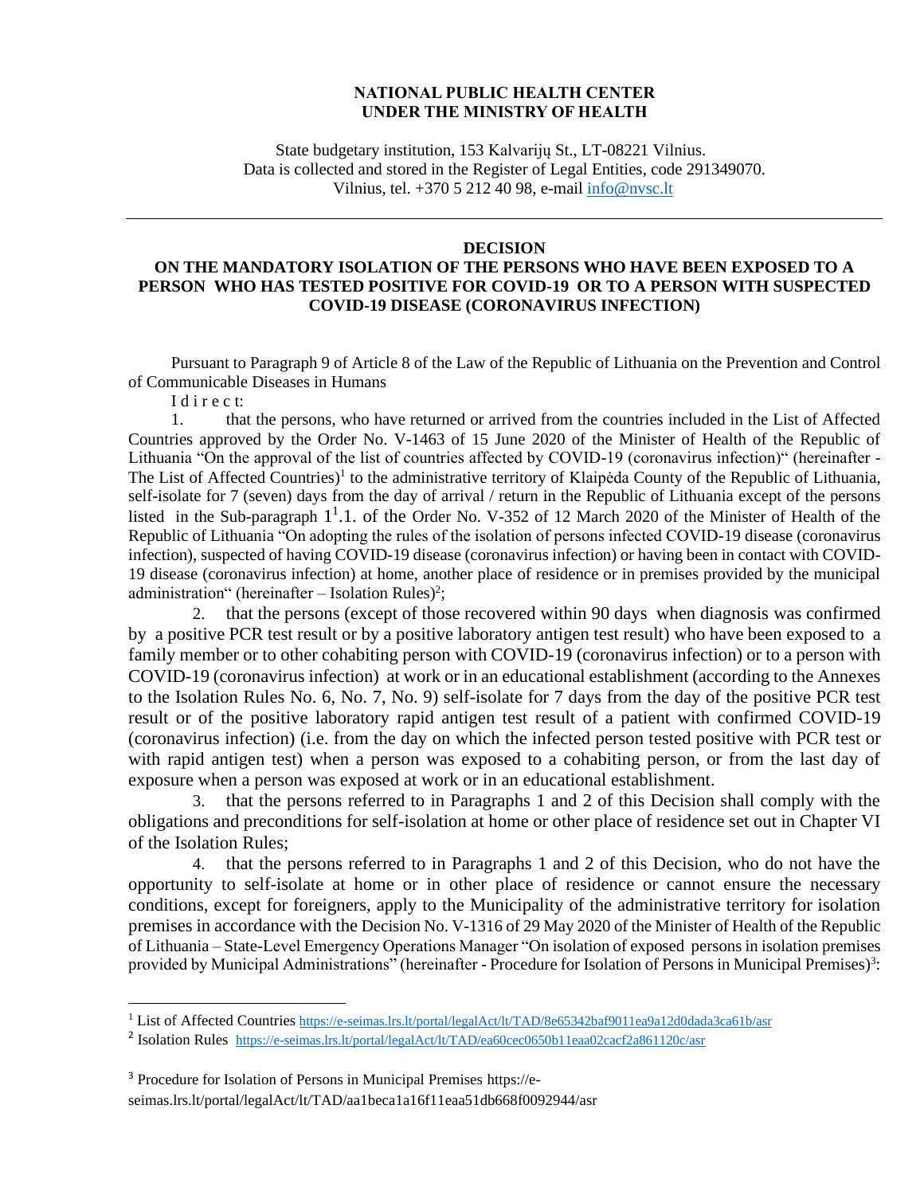**NATIONAL PUBLIC HEALTH CENTER UNDER THE MINISTRY OF HEALTH**

State budgetary institution, 153 Kalvarijų St., LT-08221 Vilnius.
Data is collected and stored in the Register of Legal Entities, code 291349070.
Vilnius, tel. +370 5 212 40 98, e-mail info@nvsc.lt

---

## DECISION
## ON THE MANDATORY ISOLATION OF THE PERSONS WHO HAVE BEEN EXPOSED TO A PERSON WHO HAS TESTED POSITIVE FOR COVID-19 OR TO A PERSON WITH SUSPECTED COVID-19 DISEASE (CORONAVIRUS INFECTION)

Pursuant to Paragraph 9 of Article 8 of the Law of the Republic of Lithuania on the Prevention and Control of Communicable Diseases in Humans

I d i r e c t:

1. that the persons, who have returned or arrived from the countries included in the List of Affected Countries approved by the Order No. V-1463 of 15 June 2020 of the Minister of Health of the Republic of Lithuania "On the approval of the list of countries affected by COVID-19 (coronavirus infection)" (hereinafter - The List of Affected Countries)[1] to the administrative territory of Klaipėda County of the Republic of Lithuania, self-isolate for 7 (seven) days from the day of arrival / return in the Republic of Lithuania except of the persons listed in the Sub-paragraph $1^1$.1. of the Order No. V-352 of 12 March 2020 of the Minister of Health of the Republic of Lithuania "On adopting the rules of the isolation of persons infected COVID-19 disease (coronavirus infection), suspected of having COVID-19 disease (coronavirus infection) or having been in contact with COVID-19 disease (coronavirus infection) at home, another place of residence or in premises provided by the municipal administration" (hereinafter – Isolation Rules)[2];

2. that the persons (except of those recovered within 90 days when diagnosis was confirmed by a positive PCR test result or by a positive laboratory antigen test result) who have been exposed to a family member or to other cohabiting person with COVID-19 (coronavirus infection) or to a person with COVID-19 (coronavirus infection) at work or in an educational establishment (according to the Annexes to the Isolation Rules No. 6, No. 7, No. 9) self-isolate for 7 days from the day of the positive PCR test result or of the positive laboratory rapid antigen test result of a patient with confirmed COVID-19 (coronavirus infection) (i.e. from the day on which the infected person tested positive with PCR test or with rapid antigen test) when a person was exposed to a cohabiting person, or from the last day of exposure when a person was exposed at work or in an educational establishment.

3. that the persons referred to in Paragraphs 1 and 2 of this Decision shall comply with the obligations and preconditions for self-isolation at home or other place of residence set out in Chapter VI of the Isolation Rules;

4. that the persons referred to in Paragraphs 1 and 2 of this Decision, who do not have the opportunity to self-isolate at home or in other place of residence or cannot ensure the necessary conditions, except for foreigners, apply to the Municipality of the administrative territory for isolation premises in accordance with the Decision No. V-1316 of 29 May 2020 of the Minister of Health of the Republic of Lithuania – State-Level Emergency Operations Manager "On isolation of exposed persons in isolation premises provided by Municipal Administrations" (hereinafter - Procedure for Isolation of Persons in Municipal Premises)[3]:

---

[1] List of Affected Countries https://e-seimas.lrs.lt/portal/legalAct/lt/TAD/8e65342baf9011ea9a12d0dada3ca61b/asr

[2] Isolation Rules https://e-seimas.lrs.lt/portal/legalAct/lt/TAD/ea60cec0650b11eaa02cacf2a861120c/asr

[3] Procedure for Isolation of Persons in Municipal Premises https://e-seimas.lrs.lt/portal/legalAct/lt/TAD/aa1beca1a16f11eaa51db668f0092944/asr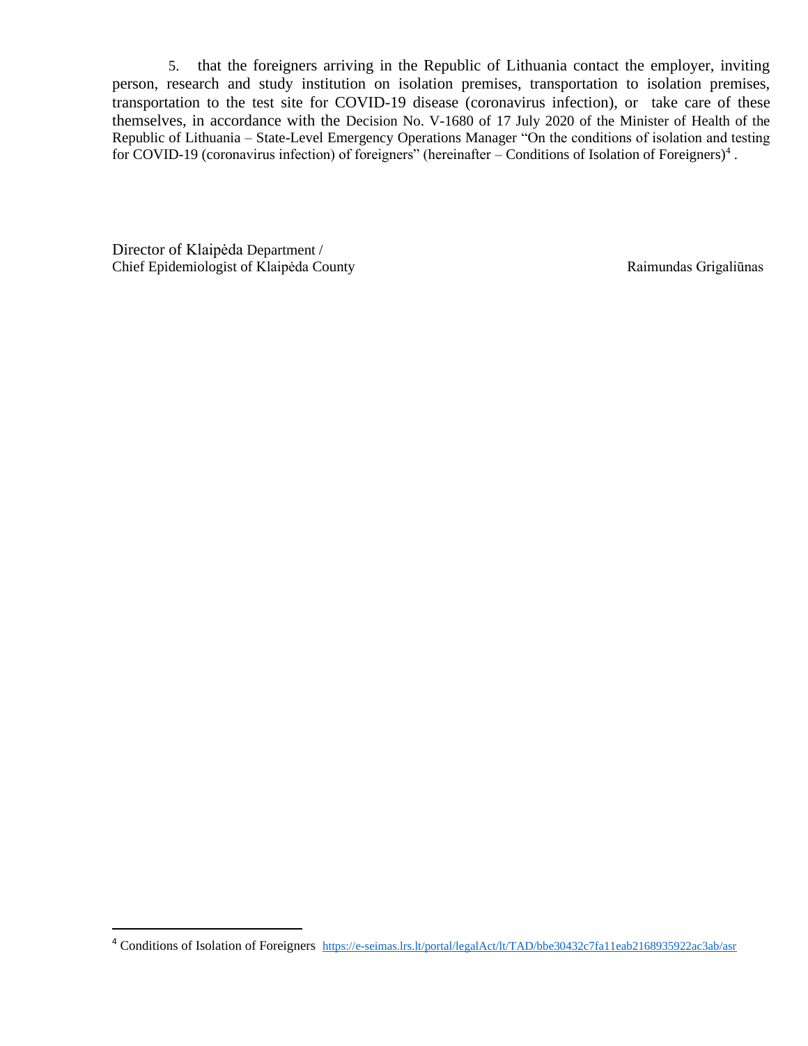5. that the foreigners arriving in the Republic of Lithuania contact the employer, inviting person, research and study institution on isolation premises, transportation to isolation premises, transportation to the test site for COVID-19 disease (coronavirus infection), or take care of these themselves, in accordance with the Decision No. V-1680 of 17 July 2020 of the Minister of Health of the Republic of Lithuania – State-Level Emergency Operations Manager "On the conditions of isolation and testing for COVID-19 (coronavirus infection) of foreigners" (hereinafter – Conditions of Isolation of Foreigners)[4] .

Director of Klaipėda Department /
Chief Epidemiologist of Klaipėda County Raimundas Grigaliūnas

---

[4] Conditions of Isolation of Foreigners https://e-seimas.lrs.lt/portal/legalAct/lt/TAD/bbe30432c7fa11eab2168935922ac3ab/asr